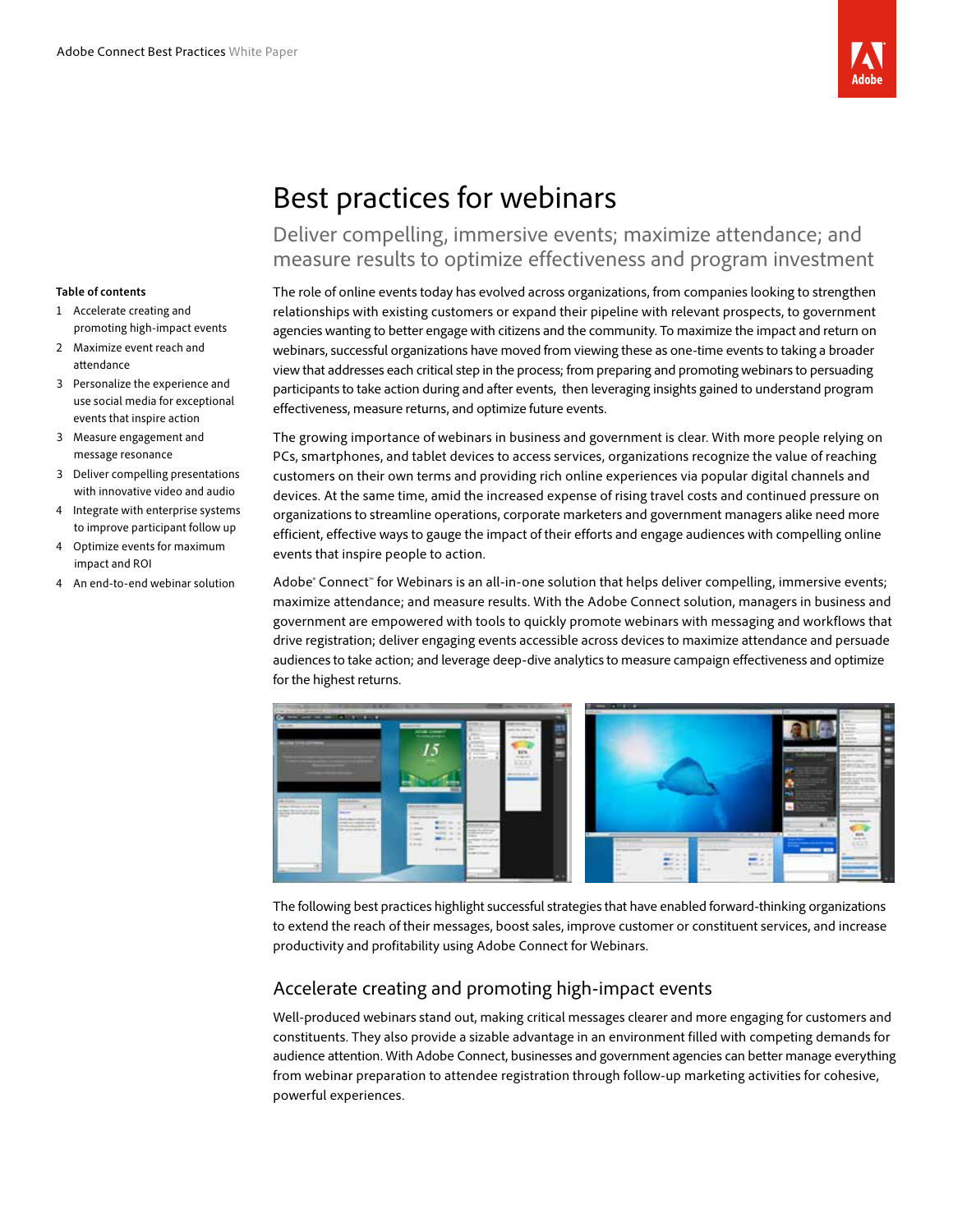# Best practices for webinars

## Deliver compelling, immersive events; maximize attendance; and measure results to optimize effectiveness and program investment

**Table of contents**

1 Accelerate creating and promoting high-impact events
2 Maximize event reach and attendance
3 Personalize the experience and use social media for exceptional events that inspire action
3 Measure engagement and message resonance
3 Deliver compelling presentations with innovative video and audio
4 Integrate with enterprise systems to improve participant follow up
4 Optimize events for maximum impact and ROI
4 An end-to-end webinar solution

The role of online events today has evolved across organizations, from companies looking to strengthen relationships with existing customers or expand their pipeline with relevant prospects, to government agencies wanting to better engage with citizens and the community. To maximize the impact and return on webinars, successful organizations have moved from viewing these as one-time events to taking a broader view that addresses each critical step in the process; from preparing and promoting webinars to persuading participants to take action during and after events, then leveraging insights gained to understand program effectiveness, measure returns, and optimize future events.

The growing importance of webinars in business and government is clear. With more people relying on PCs, smartphones, and tablet devices to access services, organizations recognize the value of reaching customers on their own terms and providing rich online experiences via popular digital channels and devices. At the same time, amid the increased expense of rising travel costs and continued pressure on organizations to streamline operations, corporate marketers and government managers alike need more efficient, effective ways to gauge the impact of their efforts and engage audiences with compelling online events that inspire people to action.

Adobe® Connect™ for Webinars is an all-in-one solution that helps deliver compelling, immersive events; maximize attendance; and measure results. With the Adobe Connect solution, managers in business and government are empowered with tools to quickly promote webinars with messaging and workflows that drive registration; deliver engaging events accessible across devices to maximize attendance and persuade audiences to take action; and leverage deep-dive analytics to measure campaign effectiveness and optimize for the highest returns.

The following best practices highlight successful strategies that have enabled forward-thinking organizations to extend the reach of their messages, boost sales, improve customer or constituent services, and increase productivity and profitability using Adobe Connect for Webinars.

## Accelerate creating and promoting high-impact events

Well-produced webinars stand out, making critical messages clearer and more engaging for customers and constituents. They also provide a sizable advantage in an environment filled with competing demands for audience attention. With Adobe Connect, businesses and government agencies can better manage everything from webinar preparation to attendee registration through follow-up marketing activities for cohesive, powerful experiences.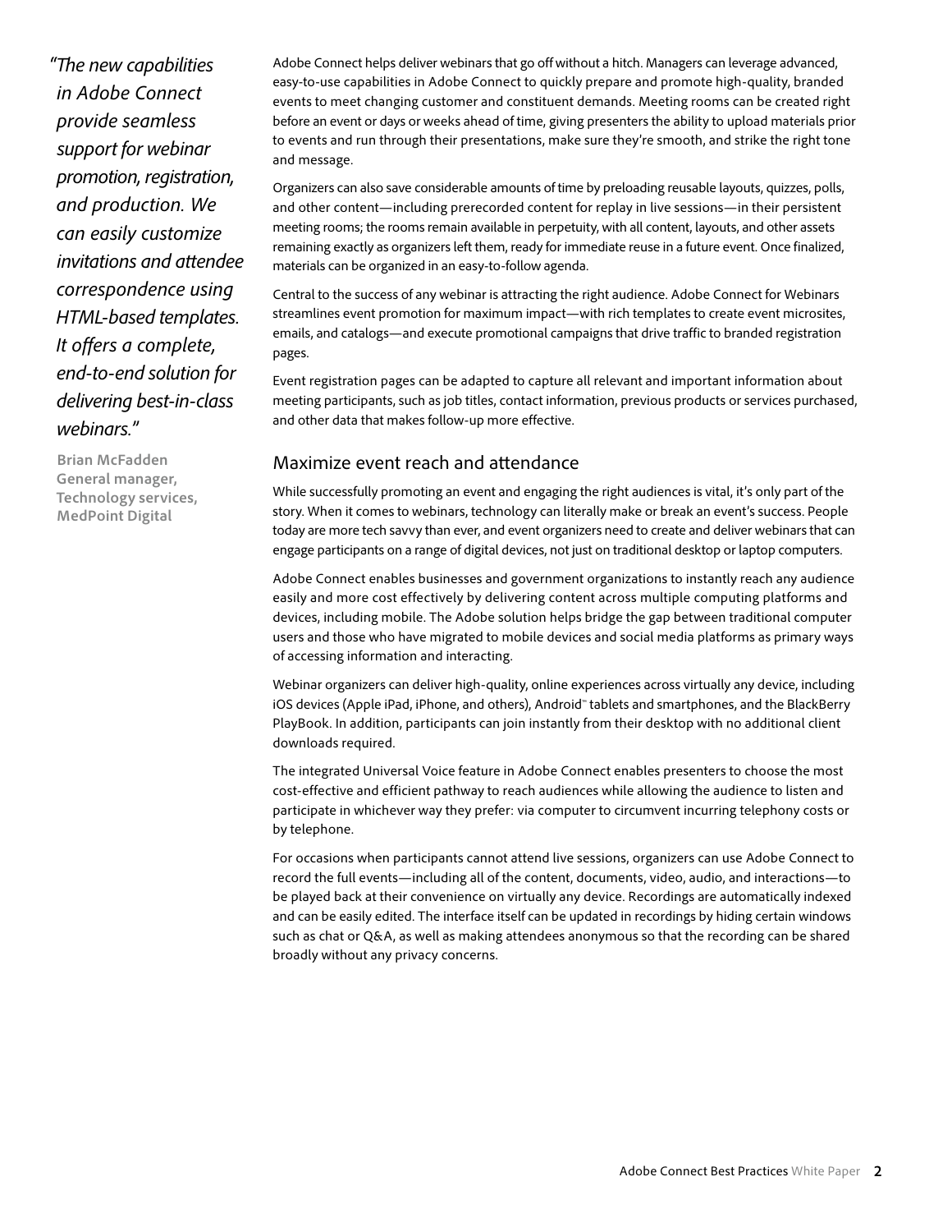*"The new capabilities in Adobe Connect provide seamless support for webinar promotion, registration, and production. We can easily customize invitations and attendee correspondence using HTML-based templates. It offers a complete, end-to-end solution for delivering best-in-class webinars."*

**Brian McFadden**
**General manager, Technology services, MedPoint Digital**

Adobe Connect helps deliver webinars that go off without a hitch. Managers can leverage advanced, easy-to-use capabilities in Adobe Connect to quickly prepare and promote high-quality, branded events to meet changing customer and constituent demands. Meeting rooms can be created right before an event or days or weeks ahead of time, giving presenters the ability to upload materials prior to events and run through their presentations, make sure they're smooth, and strike the right tone and message.

Organizers can also save considerable amounts of time by preloading reusable layouts, quizzes, polls, and other content—including prerecorded content for replay in live sessions—in their persistent meeting rooms; the rooms remain available in perpetuity, with all content, layouts, and other assets remaining exactly as organizers left them, ready for immediate reuse in a future event. Once finalized, materials can be organized in an easy-to-follow agenda.

Central to the success of any webinar is attracting the right audience. Adobe Connect for Webinars streamlines event promotion for maximum impact—with rich templates to create event microsites, emails, and catalogs—and execute promotional campaigns that drive traffic to branded registration pages.

Event registration pages can be adapted to capture all relevant and important information about meeting participants, such as job titles, contact information, previous products or services purchased, and other data that makes follow-up more effective.

## Maximize event reach and attendance

While successfully promoting an event and engaging the right audiences is vital, it's only part of the story. When it comes to webinars, technology can literally make or break an event's success. People today are more tech savvy than ever, and event organizers need to create and deliver webinars that can engage participants on a range of digital devices, not just on traditional desktop or laptop computers.

Adobe Connect enables businesses and government organizations to instantly reach any audience easily and more cost effectively by delivering content across multiple computing platforms and devices, including mobile. The Adobe solution helps bridge the gap between traditional computer users and those who have migrated to mobile devices and social media platforms as primary ways of accessing information and interacting.

Webinar organizers can deliver high-quality, online experiences across virtually any device, including iOS devices (Apple iPad, iPhone, and others), Android™ tablets and smartphones, and the BlackBerry PlayBook. In addition, participants can join instantly from their desktop with no additional client downloads required.

The integrated Universal Voice feature in Adobe Connect enables presenters to choose the most cost-effective and efficient pathway to reach audiences while allowing the audience to listen and participate in whichever way they prefer: via computer to circumvent incurring telephony costs or by telephone.

For occasions when participants cannot attend live sessions, organizers can use Adobe Connect to record the full events—including all of the content, documents, video, audio, and interactions—to be played back at their convenience on virtually any device. Recordings are automatically indexed and can be easily edited. The interface itself can be updated in recordings by hiding certain windows such as chat or Q&A, as well as making attendees anonymous so that the recording can be shared broadly without any privacy concerns.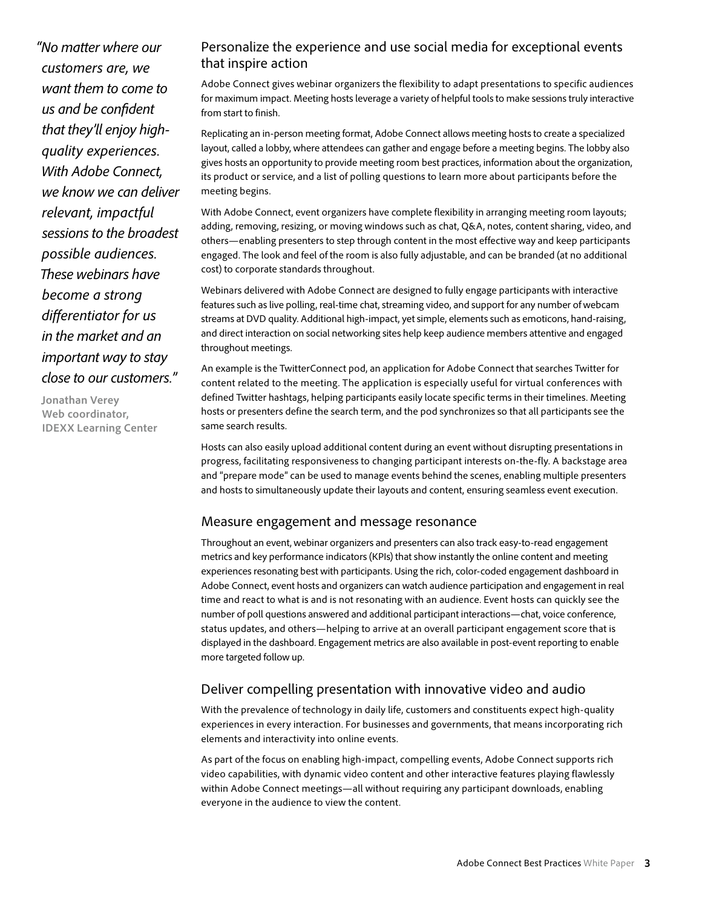*"No matter where our customers are, we want them to come to us and be confident that they'll enjoy high-quality experiences. With Adobe Connect, we know we can deliver relevant, impactful sessions to the broadest possible audiences. These webinars have become a strong differentiator for us in the market and an important way to stay close to our customers."*

**Jonathan Verey**
**Web coordinator,**
**IDEXX Learning Center**

## Personalize the experience and use social media for exceptional events that inspire action

Adobe Connect gives webinar organizers the flexibility to adapt presentations to specific audiences for maximum impact. Meeting hosts leverage a variety of helpful tools to make sessions truly interactive from start to finish.

Replicating an in-person meeting format, Adobe Connect allows meeting hosts to create a specialized layout, called a lobby, where attendees can gather and engage before a meeting begins. The lobby also gives hosts an opportunity to provide meeting room best practices, information about the organization, its product or service, and a list of polling questions to learn more about participants before the meeting begins.

With Adobe Connect, event organizers have complete flexibility in arranging meeting room layouts; adding, removing, resizing, or moving windows such as chat, Q&A, notes, content sharing, video, and others—enabling presenters to step through content in the most effective way and keep participants engaged. The look and feel of the room is also fully adjustable, and can be branded (at no additional cost) to corporate standards throughout.

Webinars delivered with Adobe Connect are designed to fully engage participants with interactive features such as live polling, real-time chat, streaming video, and support for any number of webcam streams at DVD quality. Additional high-impact, yet simple, elements such as emoticons, hand-raising, and direct interaction on social networking sites help keep audience members attentive and engaged throughout meetings.

An example is the TwitterConnect pod, an application for Adobe Connect that searches Twitter for content related to the meeting. The application is especially useful for virtual conferences with defined Twitter hashtags, helping participants easily locate specific terms in their timelines. Meeting hosts or presenters define the search term, and the pod synchronizes so that all participants see the same search results.

Hosts can also easily upload additional content during an event without disrupting presentations in progress, facilitating responsiveness to changing participant interests on-the-fly. A backstage area and "prepare mode" can be used to manage events behind the scenes, enabling multiple presenters and hosts to simultaneously update their layouts and content, ensuring seamless event execution.

## Measure engagement and message resonance

Throughout an event, webinar organizers and presenters can also track easy-to-read engagement metrics and key performance indicators (KPIs) that show instantly the online content and meeting experiences resonating best with participants. Using the rich, color-coded engagement dashboard in Adobe Connect, event hosts and organizers can watch audience participation and engagement in real time and react to what is and is not resonating with an audience. Event hosts can quickly see the number of poll questions answered and additional participant interactions—chat, voice conference, status updates, and others—helping to arrive at an overall participant engagement score that is displayed in the dashboard. Engagement metrics are also available in post-event reporting to enable more targeted follow up.

## Deliver compelling presentation with innovative video and audio

With the prevalence of technology in daily life, customers and constituents expect high-quality experiences in every interaction. For businesses and governments, that means incorporating rich elements and interactivity into online events.

As part of the focus on enabling high-impact, compelling events, Adobe Connect supports rich video capabilities, with dynamic video content and other interactive features playing flawlessly within Adobe Connect meetings—all without requiring any participant downloads, enabling everyone in the audience to view the content.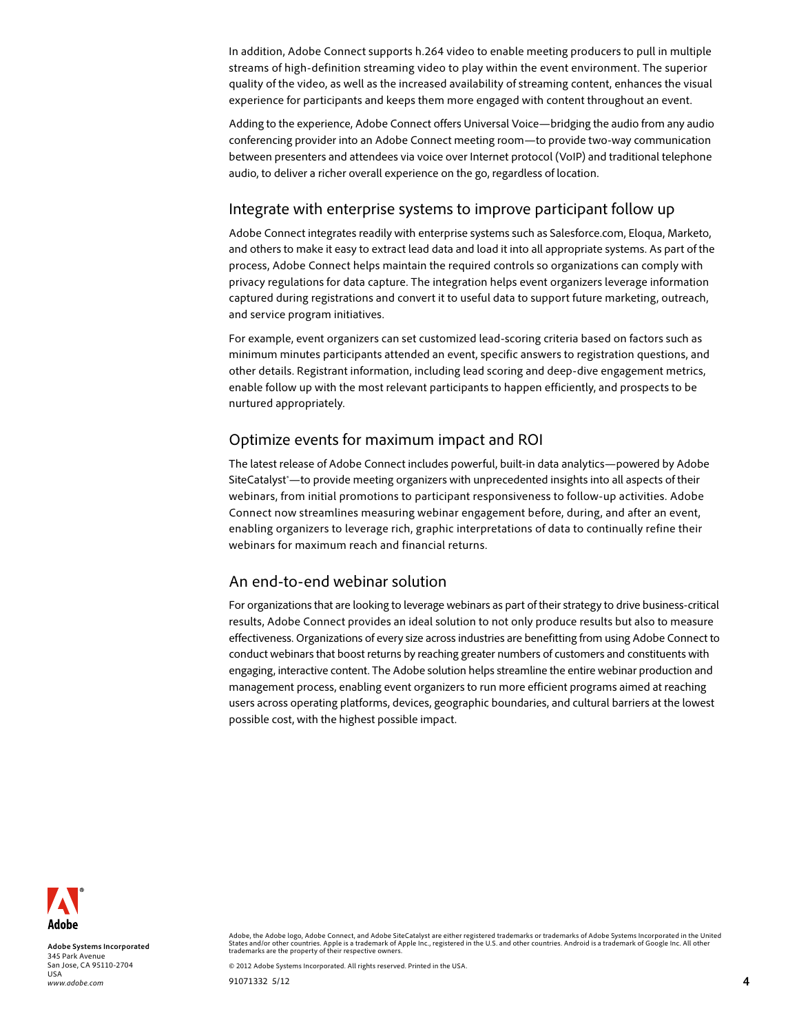In addition, Adobe Connect supports h.264 video to enable meeting producers to pull in multiple streams of high-definition streaming video to play within the event environment. The superior quality of the video, as well as the increased availability of streaming content, enhances the visual experience for participants and keeps them more engaged with content throughout an event.

Adding to the experience, Adobe Connect offers Universal Voice—bridging the audio from any audio conferencing provider into an Adobe Connect meeting room—to provide two-way communication between presenters and attendees via voice over Internet protocol (VoIP) and traditional telephone audio, to deliver a richer overall experience on the go, regardless of location.

## Integrate with enterprise systems to improve participant follow up

Adobe Connect integrates readily with enterprise systems such as Salesforce.com, Eloqua, Marketo, and others to make it easy to extract lead data and load it into all appropriate systems. As part of the process, Adobe Connect helps maintain the required controls so organizations can comply with privacy regulations for data capture. The integration helps event organizers leverage information captured during registrations and convert it to useful data to support future marketing, outreach, and service program initiatives.

For example, event organizers can set customized lead-scoring criteria based on factors such as minimum minutes participants attended an event, specific answers to registration questions, and other details. Registrant information, including lead scoring and deep-dive engagement metrics, enable follow up with the most relevant participants to happen efficiently, and prospects to be nurtured appropriately.

## Optimize events for maximum impact and ROI

The latest release of Adobe Connect includes powerful, built-in data analytics—powered by Adobe SiteCatalyst®—to provide meeting organizers with unprecedented insights into all aspects of their webinars, from initial promotions to participant responsiveness to follow-up activities. Adobe Connect now streamlines measuring webinar engagement before, during, and after an event, enabling organizers to leverage rich, graphic interpretations of data to continually refine their webinars for maximum reach and financial returns.

## An end-to-end webinar solution

For organizations that are looking to leverage webinars as part of their strategy to drive business-critical results, Adobe Connect provides an ideal solution to not only produce results but also to measure effectiveness. Organizations of every size across industries are benefitting from using Adobe Connect to conduct webinars that boost returns by reaching greater numbers of customers and constituents with engaging, interactive content. The Adobe solution helps streamline the entire webinar production and management process, enabling event organizers to run more efficient programs aimed at reaching users across operating platforms, devices, geographic boundaries, and cultural barriers at the lowest possible cost, with the highest possible impact.

Adobe

**Adobe Systems Incorporated**
345 Park Avenue
San Jose, CA 95110-2704
USA
*www.adobe.com*

Adobe, the Adobe logo, Adobe Connect, and Adobe SiteCatalyst are either registered trademarks or trademarks of Adobe Systems Incorporated in the United States and/or other countries. Apple is a trademark of Apple Inc., registered in the U.S. and other countries. Android is a trademark of Google Inc. All other trademarks are the property of their respective owners.

© 2012 Adobe Systems Incorporated. All rights reserved. Printed in the USA.

91071332 5/12